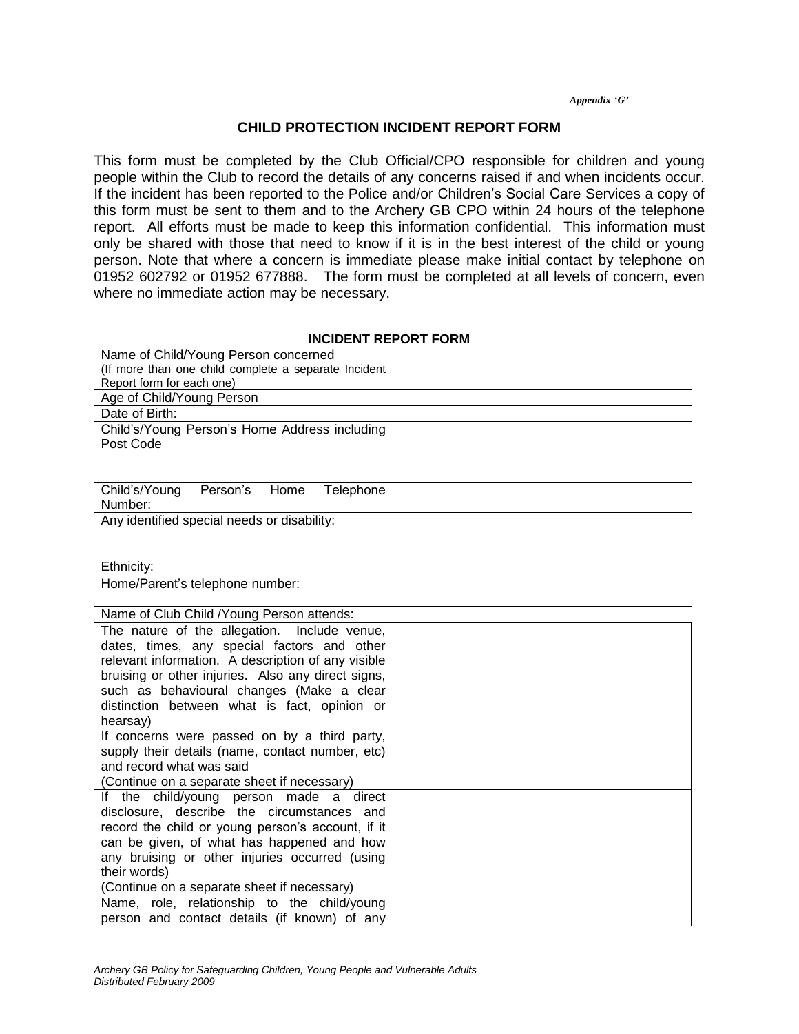*Appendix 'G'*

# CHILD PROTECTION INCIDENT REPORT FORM

This form must be completed by the Club Official/CPO responsible for children and young people within the Club to record the details of any concerns raised if and when incidents occur. If the incident has been reported to the Police and/or Children's Social Care Services a copy of this form must be sent to them and to the Archery GB CPO within 24 hours of the telephone report. All efforts must be made to keep this information confidential. This information must only be shared with those that need to know if it is in the best interest of the child or young person. Note that where a concern is immediate please make initial contact by telephone on 01952 602792 or 01952 677888. The form must be completed at all levels of concern, even where no immediate action may be necessary.

| INCIDENT REPORT FORM | |
|---|---|
| Name of Child/Young Person concerned (If more than one child complete a separate Incident Report form for each one) | |
| Age of Child/Young Person | |
| Date of Birth: | |
| Child's/Young Person's Home Address including Post Code | |
| Child's/Young Person's Home Telephone Number: | |
| Any identified special needs or disability: | |
| Ethnicity: | |
| Home/Parent's telephone number: | |
| Name of Club Child /Young Person attends: | |
| The nature of the allegation. Include venue, dates, times, any special factors and other relevant information. A description of any visible bruising or other injuries. Also any direct signs, such as behavioural changes (Make a clear distinction between what is fact, opinion or hearsay) | |
| If concerns were passed on by a third party, supply their details (name, contact number, etc) and record what was said (Continue on a separate sheet if necessary) | |
| If the child/young person made a direct disclosure, describe the circumstances and record the child or young person's account, if it can be given, of what has happened and how any bruising or other injuries occurred (using their words) (Continue on a separate sheet if necessary) | |
| Name, role, relationship to the child/young person and contact details (if known) of any | |

*Archery GB Policy for Safeguarding Children, Young People and Vulnerable Adults*
*Distributed February 2009*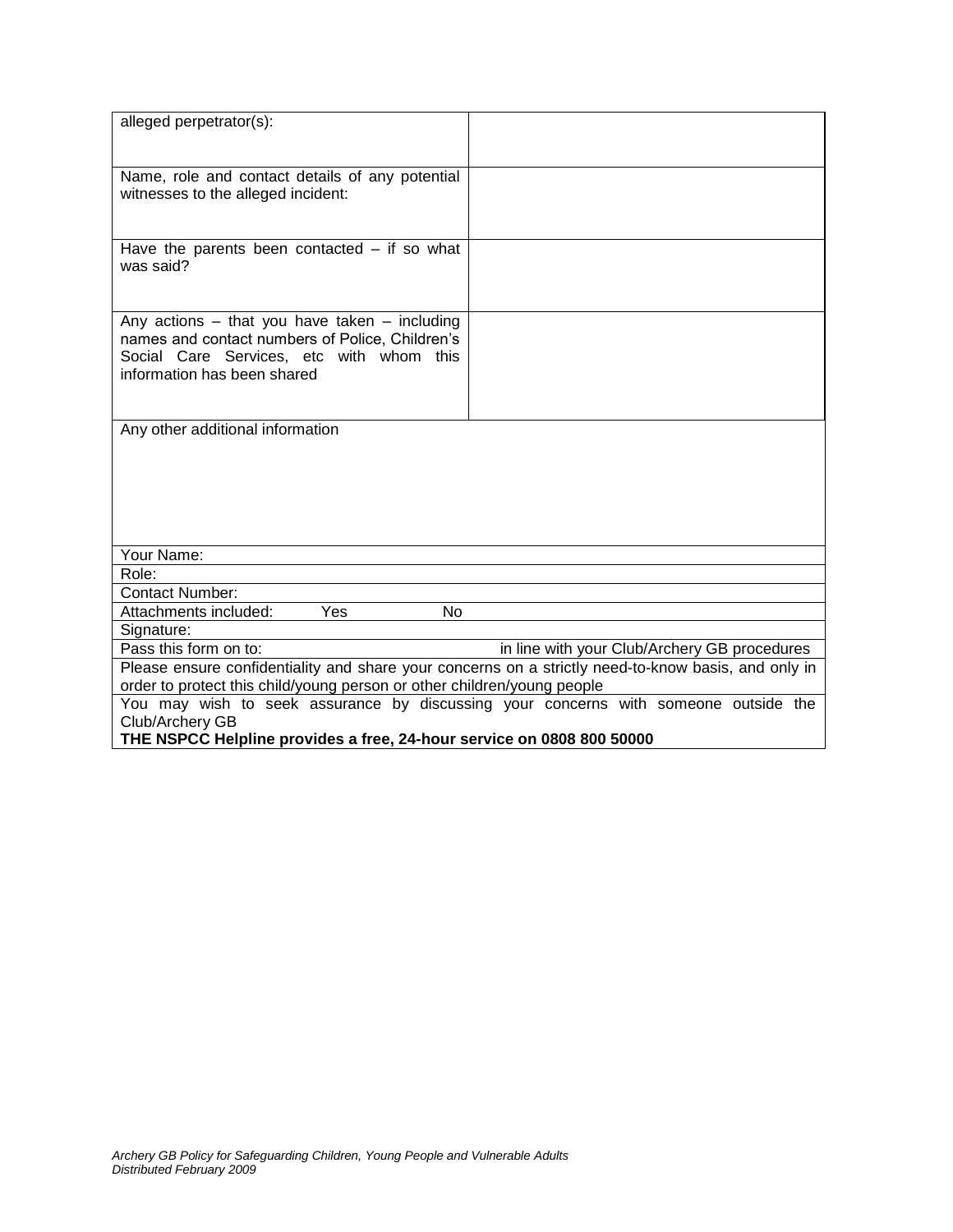| | |
|---|---|
| alleged perpetrator(s): | |
| Name, role and contact details of any potential witnesses to the alleged incident: | |
| Have the parents been contacted – if so what was said? | |
| Any actions – that you have taken – including names and contact numbers of Police, Children's Social Care Services, etc with whom this information has been shared | |
| Any other additional information | |
| Your Name: | |
| Role: | |
| Contact Number: | |
| Attachments included: Yes No | |
| Signature: | |
| Pass this form on to: | in line with your Club/Archery GB procedures |
| Please ensure confidentiality and share your concerns on a strictly need-to-know basis, and only in order to protect this child/young person or other children/young people | |
| You may wish to seek assurance by discussing your concerns with someone outside the Club/Archery GB<br>**THE NSPCC Helpline provides a free, 24-hour service on 0808 800 50000** | |

*Archery GB Policy for Safeguarding Children, Young People and Vulnerable Adults*
*Distributed February 2009*